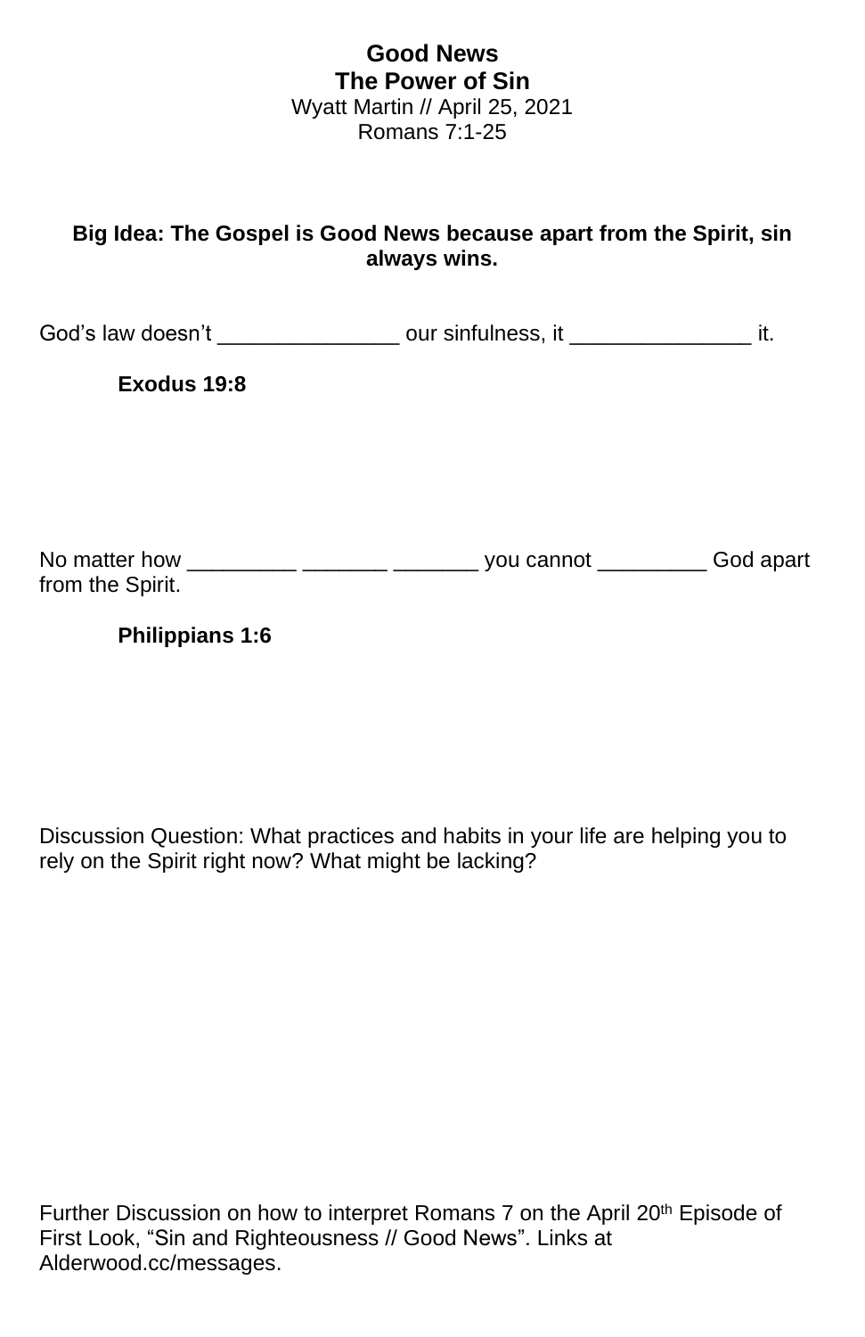# Good News
## The Power of Sin

Wyatt Martin // April 25, 2021
Romans 7:1-25

**Big Idea: The Gospel is Good News because apart from the Spirit, sin always wins.**

God's law doesn't _______________ our sinfulness, it _______________ it.

**Exodus 19:8**

No matter how _________ _______ _______ you cannot _________ God apart from the Spirit.

**Philippians 1:6**

Discussion Question: What practices and habits in your life are helping you to rely on the Spirit right now? What might be lacking?

Further Discussion on how to interpret Romans 7 on the April 20th Episode of First Look, "Sin and Righteousness // Good News". Links at Alderwood.cc/messages.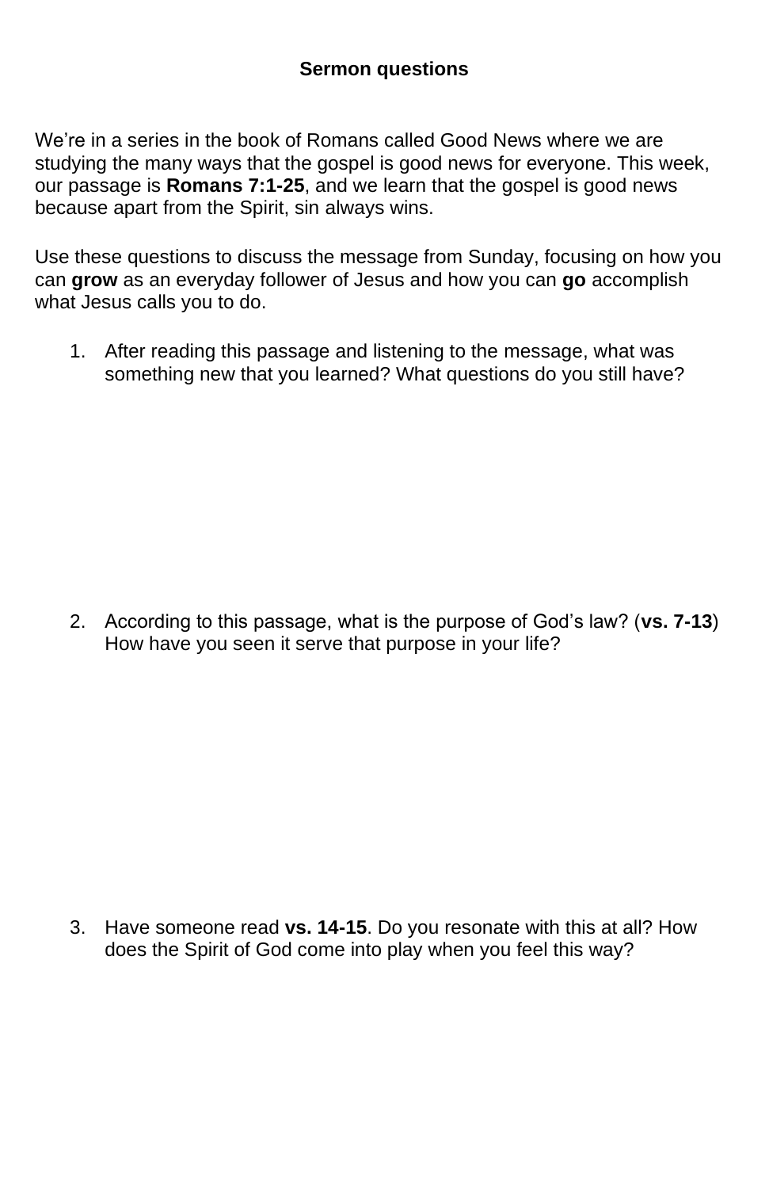**Sermon questions**

We're in a series in the book of Romans called Good News where we are studying the many ways that the gospel is good news for everyone. This week, our passage is **Romans 7:1-25**, and we learn that the gospel is good news because apart from the Spirit, sin always wins.

Use these questions to discuss the message from Sunday, focusing on how you can **grow** as an everyday follower of Jesus and how you can **go** accomplish what Jesus calls you to do.

1. After reading this passage and listening to the message, what was something new that you learned? What questions do you still have?

2. According to this passage, what is the purpose of God's law? (**vs. 7-13**) How have you seen it serve that purpose in your life?

3. Have someone read **vs. 14-15**. Do you resonate with this at all? How does the Spirit of God come into play when you feel this way?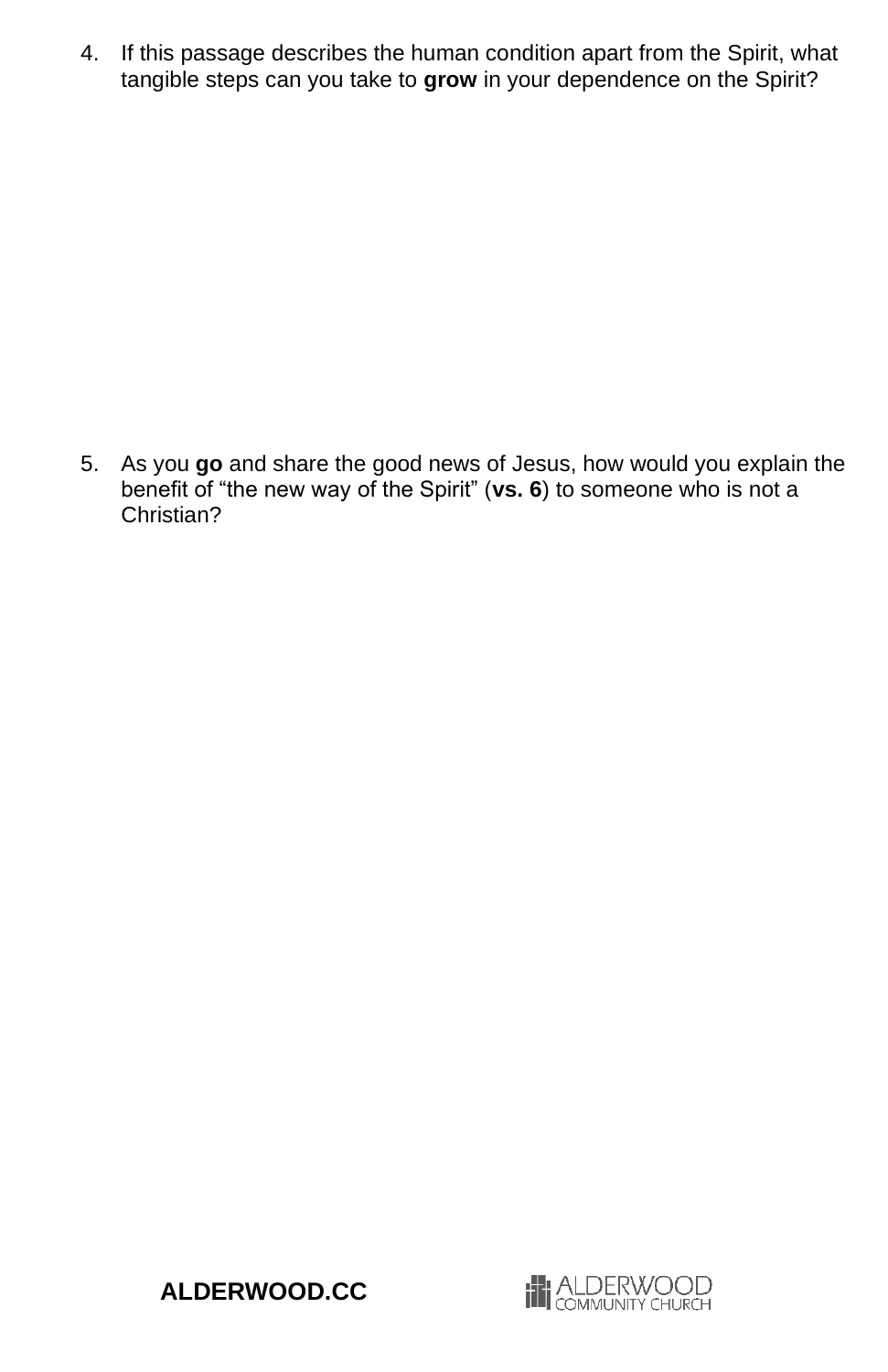4. If this passage describes the human condition apart from the Spirit, what tangible steps can you take to **grow** in your dependence on the Spirit?

5. As you **go** and share the good news of Jesus, how would you explain the benefit of "the new way of the Spirit" (**vs. 6**) to someone who is not a Christian?

**ALDERWOOD.CC**

ALDERWOOD COMMUNITY CHURCH